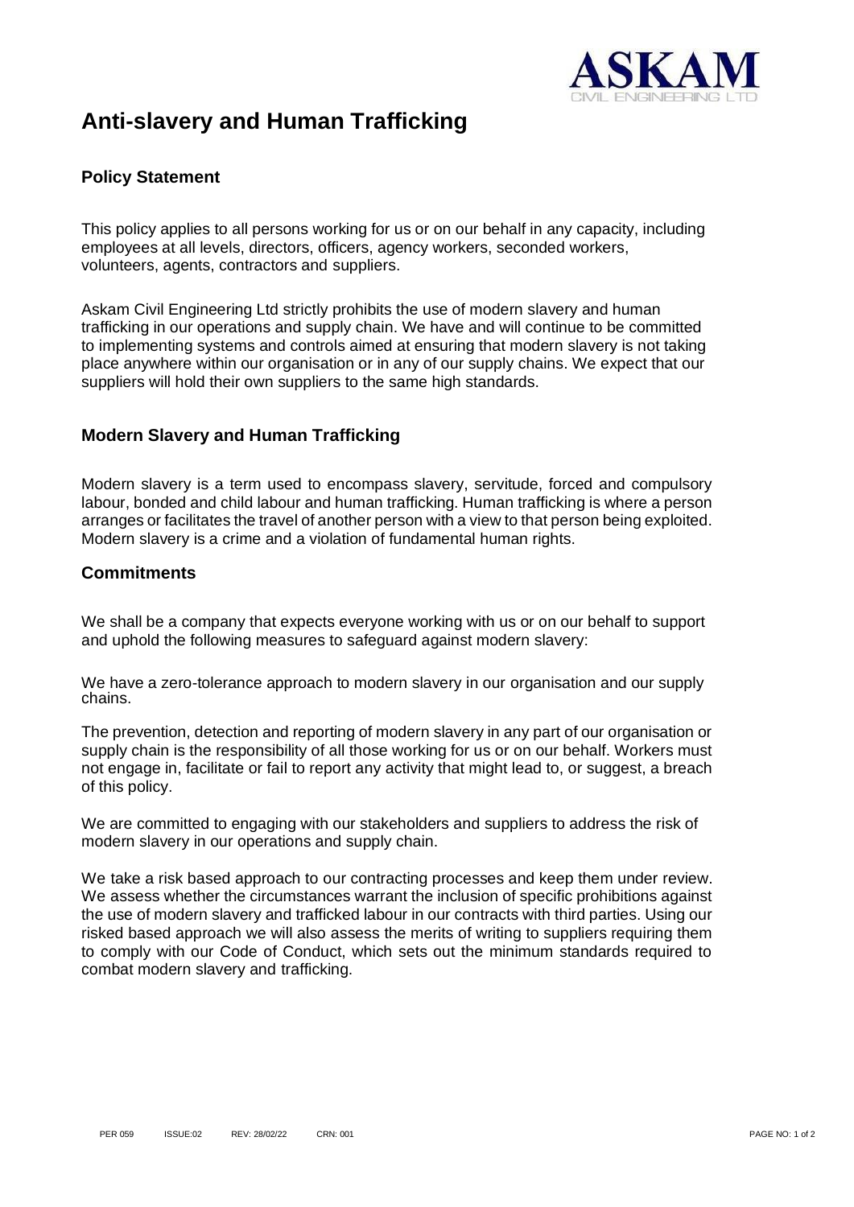# Anti-slavery and Human Trafficking

## Policy Statement

This policy applies to all persons working for us or on our behalf in any capacity, including employees at all levels, directors, officers, agency workers, seconded workers, volunteers, agents, contractors and suppliers.

Askam Civil Engineering Ltd strictly prohibits the use of modern slavery and human trafficking in our operations and supply chain. We have and will continue to be committed to implementing systems and controls aimed at ensuring that modern slavery is not taking place anywhere within our organisation or in any of our supply chains. We expect that our suppliers will hold their own suppliers to the same high standards.

## Modern Slavery and Human Trafficking

Modern slavery is a term used to encompass slavery, servitude, forced and compulsory labour, bonded and child labour and human trafficking. Human trafficking is where a person arranges or facilitates the travel of another person with a view to that person being exploited. Modern slavery is a crime and a violation of fundamental human rights.

## Commitments

We shall be a company that expects everyone working with us or on our behalf to support and uphold the following measures to safeguard against modern slavery:

We have a zero-tolerance approach to modern slavery in our organisation and our supply chains.

The prevention, detection and reporting of modern slavery in any part of our organisation or supply chain is the responsibility of all those working for us or on our behalf. Workers must not engage in, facilitate or fail to report any activity that might lead to, or suggest, a breach of this policy.

We are committed to engaging with our stakeholders and suppliers to address the risk of modern slavery in our operations and supply chain.

We take a risk based approach to our contracting processes and keep them under review. We assess whether the circumstances warrant the inclusion of specific prohibitions against the use of modern slavery and trafficked labour in our contracts with third parties. Using our risked based approach we will also assess the merits of writing to suppliers requiring them to comply with our Code of Conduct, which sets out the minimum standards required to combat modern slavery and trafficking.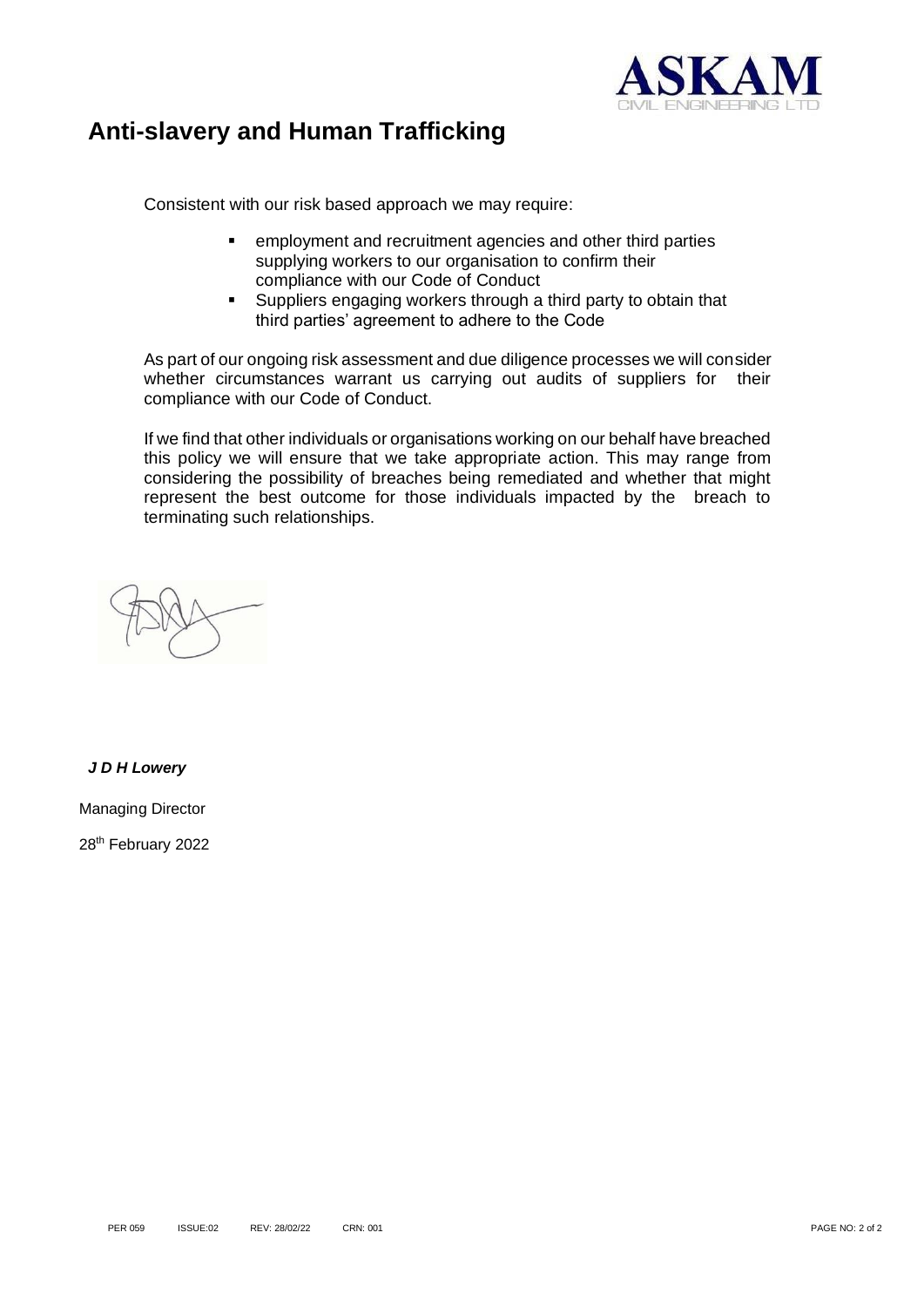# Anti-slavery and Human Trafficking

Consistent with our risk based approach we may require:

- employment and recruitment agencies and other third parties supplying workers to our organisation to confirm their compliance with our Code of Conduct
- Suppliers engaging workers through a third party to obtain that third parties' agreement to adhere to the Code

As part of our ongoing risk assessment and due diligence processes we will consider whether circumstances warrant us carrying out audits of suppliers for their compliance with our Code of Conduct.

If we find that other individuals or organisations working on our behalf have breached this policy we will ensure that we take appropriate action. This may range from considering the possibility of breaches being remediated and whether that might represent the best outcome for those individuals impacted by the breach to terminating such relationships.

***J D H Lowery***

Managing Director

28th February 2022